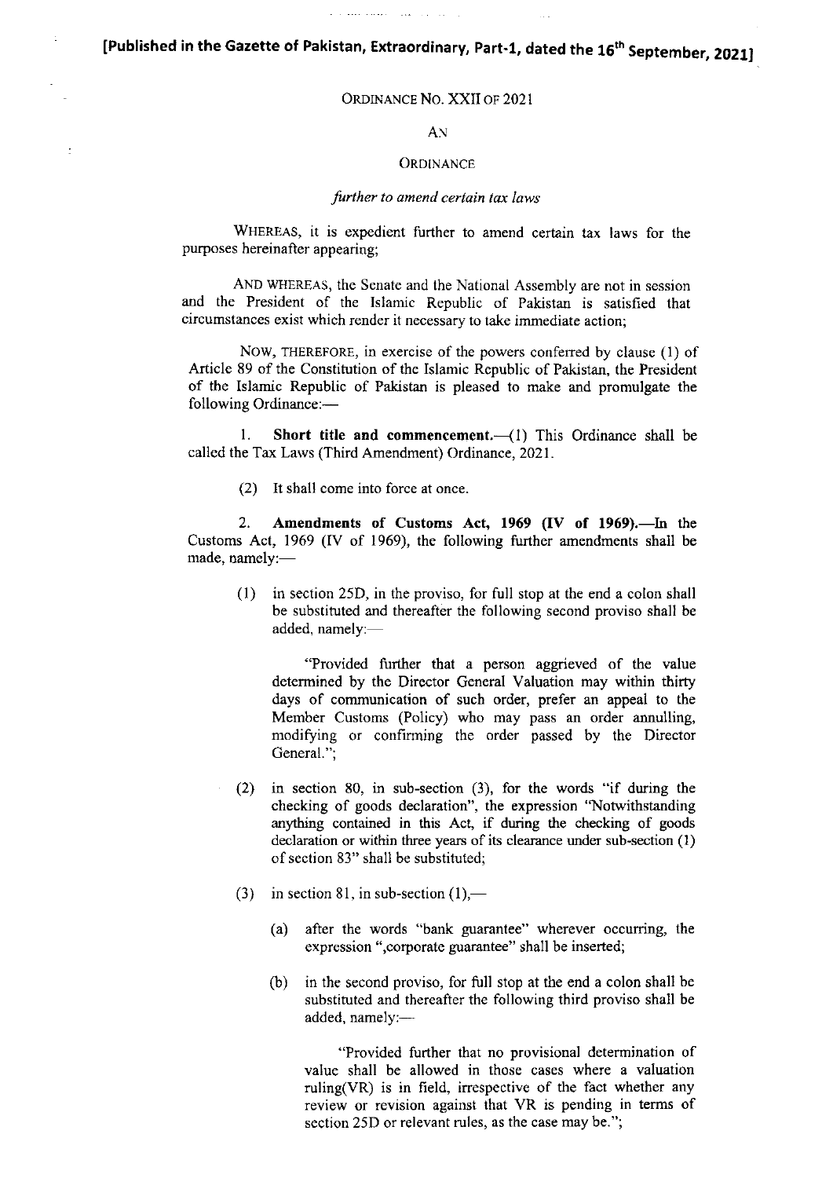**[Published in the Gazette of Pakistan, Extraordinary, Part-1, dated the 16th September, 2021]**

ORDINANCE NO. XXII OF 2021

AN

ORDINANCE

*further to amend certain tax laws*

WHEREAS, it is expedient further to amend certain tax laws for the purposes hereinafter appearing;

AND WHEREAS, the Senate and the National Assembly are not in session and the President of the Islamic Republic of Pakistan is satisfied that circumstances exist which render it necessary to take immediate action;

NOW, THEREFORE, in exercise of the powers conferred by clause (1) of Article 89 of the Constitution of the Islamic Republic of Pakistan, the President of the Islamic Republic of Pakistan is pleased to make and promulgate the following Ordinance:—

1. **Short title and commencement.**—(1) This Ordinance shall be called the Tax Laws (Third Amendment) Ordinance, 2021.

(2) It shall come into force at once.

2. **Amendments of Customs Act, 1969 (IV of 1969).**—In the Customs Act, 1969 (IV of 1969), the following further amendments shall be made, namely:—

(1) in section 25D, in the proviso, for full stop at the end a colon shall be substituted and thereafter the following second proviso shall be added, namely:—

"Provided further that a person aggrieved of the value determined by the Director General Valuation may within thirty days of communication of such order, prefer an appeal to the Member Customs (Policy) who may pass an order annulling, modifying or confirming the order passed by the Director General.";

(2) in section 80, in sub-section (3), for the words "if during the checking of goods declaration", the expression "Notwithstanding anything contained in this Act, if during the checking of goods declaration or within three years of its clearance under sub-section (1) of section 83" shall be substituted;

(3) in section 81, in sub-section (1),—

(a) after the words "bank guarantee" wherever occurring, the expression ",corporate guarantee" shall be inserted;

(b) in the second proviso, for full stop at the end a colon shall be substituted and thereafter the following third proviso shall be added, namely:—

"Provided further that no provisional determination of value shall be allowed in those cases where a valuation ruling(VR) is in field, irrespective of the fact whether any review or revision against that VR is pending in terms of section 25D or relevant rules, as the case may be.";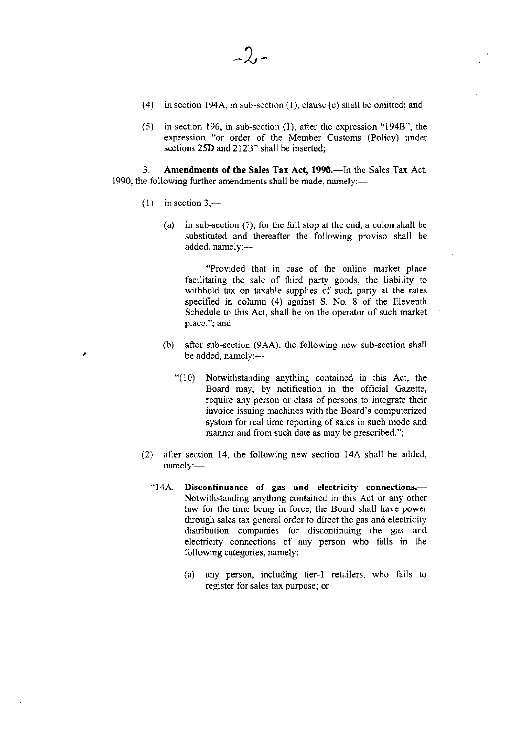(4) in section 194A, in sub-section (1), clause (e) shall be omitted; and

(5) in section 196, in sub-section (1), after the expression "194B", the expression "or order of the Member Customs (Policy) under sections 25D and 212B" shall be inserted;

3. **Amendments of the Sales Tax Act, 1990.**—In the Sales Tax Act, 1990, the following further amendments shall be made, namely:—

(1) in section 3,—

(a) in sub-section (7), for the full stop at the end, a colon shall be substituted and thereafter the following proviso shall be added, namely:—

"Provided that in case of the online market place facilitating the sale of third party goods, the liability to withhold tax on taxable supplies of such party at the rates specified in column (4) against S. No. 8 of the Eleventh Schedule to this Act, shall be on the operator of such market place."; and

(b) after sub-section (9AA), the following new sub-section shall be added, namely:—

"(10) Notwithstanding anything contained in this Act, the Board may, by notification in the official Gazette, require any person or class of persons to integrate their invoice issuing machines with the Board's computerized system for real time reporting of sales in such mode and manner and from such date as may be prescribed.";

(2) after section 14, the following new section 14A shall be added, namely:—

"14A. **Discontinuance of gas and electricity connections.**— Notwithstanding anything contained in this Act or any other law for the time being in force, the Board shall have power through sales tax general order to direct the gas and electricity distribution companies for discontinuing the gas and electricity connections of any person who falls in the following categories, namely:—

(a) any person, including tier-1 retailers, who fails to register for sales tax purpose; or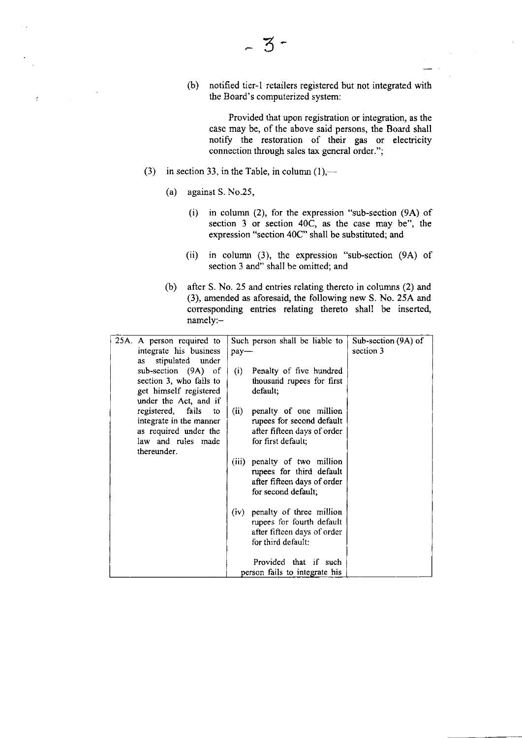(b) notified tier-1 retailers registered but not integrated with the Board's computerized system:

Provided that upon registration or integration, as the case may be, of the above said persons, the Board shall notify the restoration of their gas or electricity connection through sales tax general order.";

(3) in section 33, in the Table, in column (1),—

(a) against S. No.25,

(i) in column (2), for the expression "sub-section (9A) of section 3 or section 40C, as the case may be", the expression "section 40C" shall be substituted; and

(ii) in column (3), the expression "sub-section (9A) of section 3 and" shall be omitted; and

(b) after S. No. 25 and entries relating thereto in columns (2) and (3), amended as aforesaid, the following new S. No. 25A and corresponding entries relating thereto shall be inserted, namely:–

| | | |
|---|---|---|
| 25A. A person required to integrate his business as stipulated under sub-section (9A) of section 3, who fails to get himself registered under the Act, and if registered, fails to integrate in the manner as required under the law and rules made thereunder. | Such person shall be liable to pay—<br>(i) Penalty of five hundred thousand rupees for first default;<br>(ii) penalty of one million rupees for second default after fifteen days of order for first default;<br>(iii) penalty of two million rupees for third default after fifteen days of order for second default;<br>(iv) penalty of three million rupees for fourth default after fifteen days of order for third default:<br>Provided that if such person fails to integrate his | Sub-section (9A) of section 3 |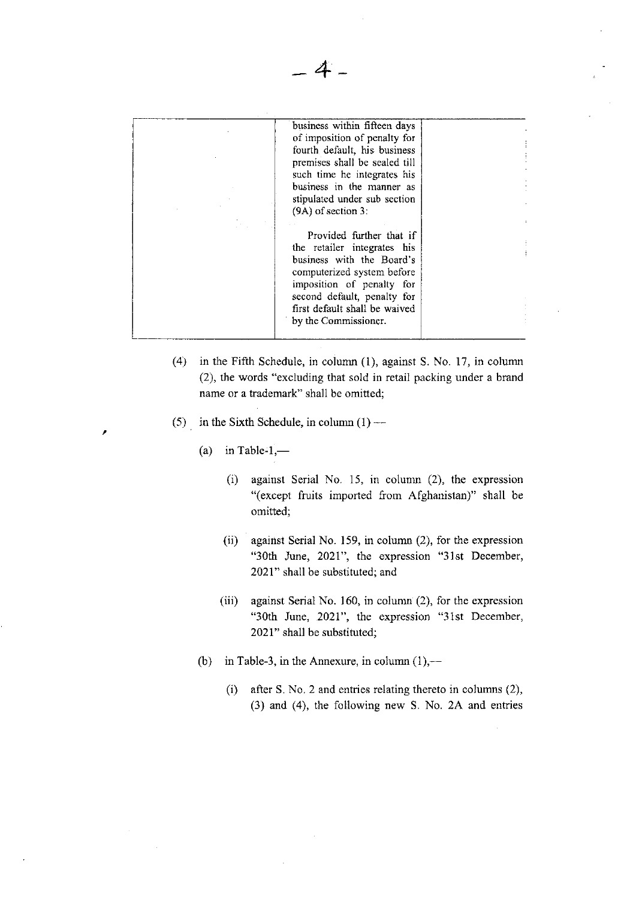|  | business within fifteen days of imposition of penalty for fourth default, his business premises shall be sealed till such time he integrates his business in the manner as stipulated under sub section (9A) of section 3:<br><br>Provided further that if the retailer integrates his business with the Board's computerized system before imposition of penalty for second default, penalty for first default shall be waived by the Commissioner. |  |
|---|---|---|

(4) in the Fifth Schedule, in column (1), against S. No. 17, in column (2), the words "excluding that sold in retail packing under a brand name or a trademark" shall be omitted;

(5) in the Sixth Schedule, in column (1) —

(a) in Table-1,—

(i) against Serial No. 15, in column (2), the expression "(except fruits imported from Afghanistan)" shall be omitted;

(ii) against Serial No. 159, in column (2), for the expression "30th June, 2021", the expression "31st December, 2021" shall be substituted; and

(iii) against Serial No. 160, in column (2), for the expression "30th June, 2021", the expression "31st December, 2021" shall be substituted;

(b) in Table-3, in the Annexure, in column (1),—

(i) after S. No. 2 and entries relating thereto in columns (2), (3) and (4), the following new S. No. 2A and entries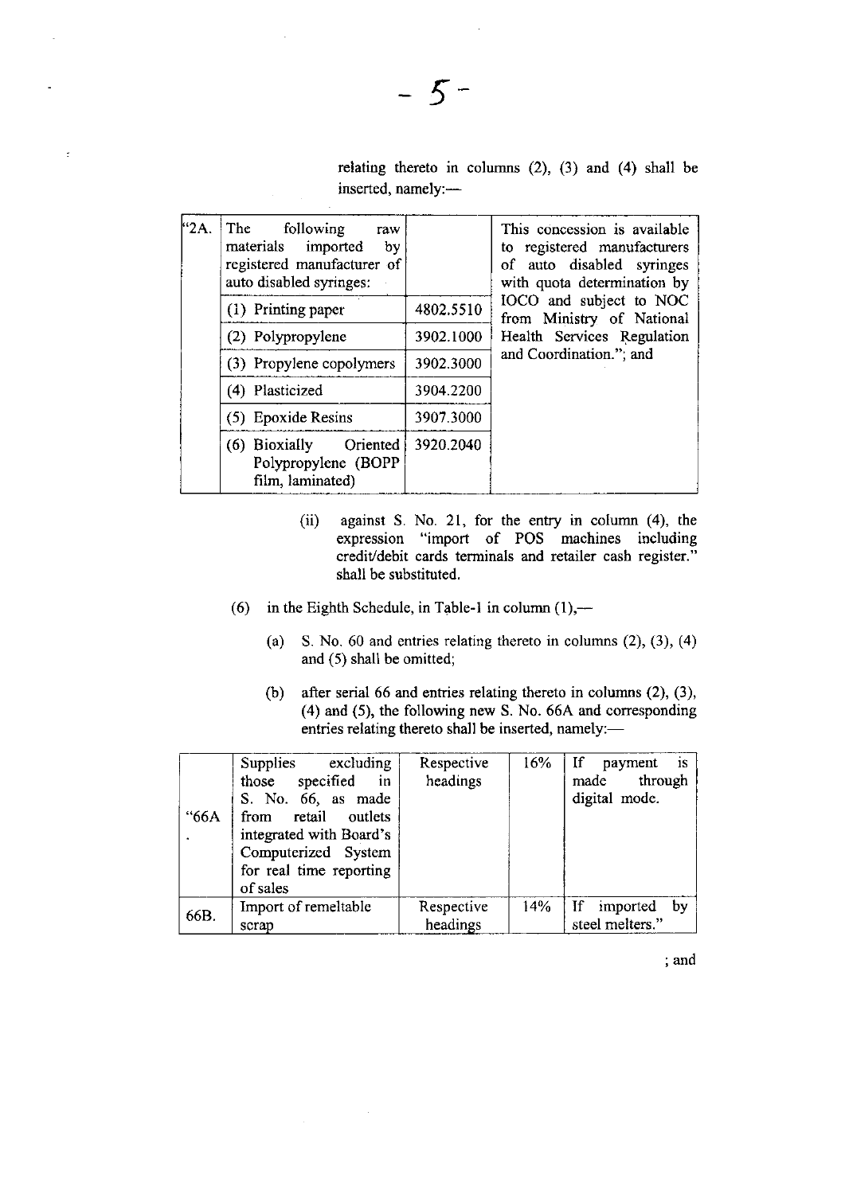relating thereto in columns (2), (3) and (4) shall be inserted, namely:—

| "2A. | The following raw materials imported by registered manufacturer of auto disabled syringes: | | This concession is available to registered manufacturers of auto disabled syringes with quota determination by IOCO and subject to NOC from Ministry of National Health Services Regulation and Coordination."; and |
|---|---|---|---|
| | (1) Printing paper | 4802.5510 | |
| | (2) Polypropylene | 3902.1000 | |
| | (3) Propylene copolymers | 3902.3000 | |
| | (4) Plasticized | 3904.2200 | |
| | (5) Epoxide Resins | 3907.3000 | |
| | (6) Bioxially Oriented Polypropylene (BOPP film, laminated) | 3920.2040 | |

(ii) against S. No. 21, for the entry in column (4), the expression "import of POS machines including credit/debit cards terminals and retailer cash register." shall be substituted.

(6) in the Eighth Schedule, in Table-1 in column (1),—

(a) S. No. 60 and entries relating thereto in columns (2), (3), (4) and (5) shall be omitted;

(b) after serial 66 and entries relating thereto in columns (2), (3), (4) and (5), the following new S. No. 66A and corresponding entries relating thereto shall be inserted, namely:—

| "66A. | Supplies excluding those specified in S. No. 66, as made from retail outlets integrated with Board's Computerized System for real time reporting of sales | Respective headings | 16% | If payment is made through digital mode. |
|---|---|---|---|---|
| 66B. | Import of remeltable scrap | Respective headings | 14% | If imported by steel melters." |

; and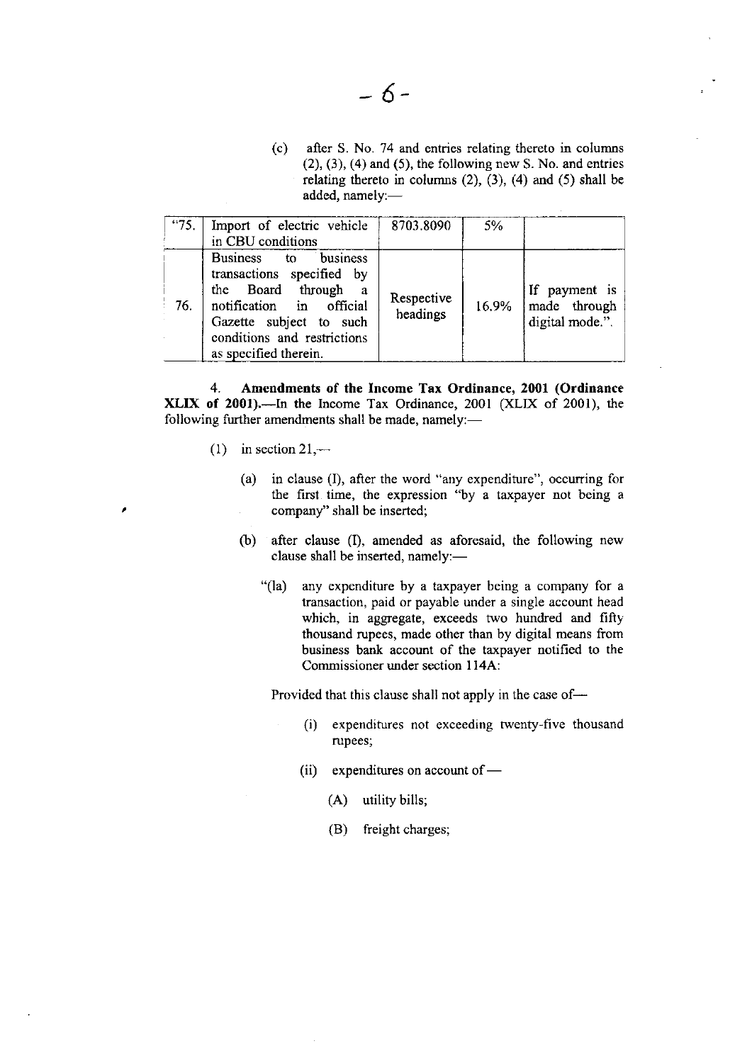(c) after S. No. 74 and entries relating thereto in columns (2), (3), (4) and (5), the following new S. No. and entries relating thereto in columns (2), (3), (4) and (5) shall be added, namely:—

| | | | | |
|---|---|---|---|---|
| "75. | Import of electric vehicle in CBU conditions | 8703.8090 | 5% | |
| 76. | Business to business transactions specified by the Board through a notification in official Gazette subject to such conditions and restrictions as specified therein. | Respective headings | 16.9% | If payment is made through digital mode.". |

4. **Amendments of the Income Tax Ordinance, 2001 (Ordinance XLIX of 2001).**—In the Income Tax Ordinance, 2001 (XLIX of 2001), the following further amendments shall be made, namely:—

(1) in section 21,—

(a) in clause (l), after the word "any expenditure", occurring for the first time, the expression "by a taxpayer not being a company" shall be inserted;

(b) after clause (l), amended as aforesaid, the following new clause shall be inserted, namely:—

"(la) any expenditure by a taxpayer being a company for a transaction, paid or payable under a single account head which, in aggregate, exceeds two hundred and fifty thousand rupees, made other than by digital means from business bank account of the taxpayer notified to the Commissioner under section 114A:

Provided that this clause shall not apply in the case of—

(i) expenditures not exceeding twenty-five thousand rupees;

(ii) expenditures on account of —

(A) utility bills;

(B) freight charges;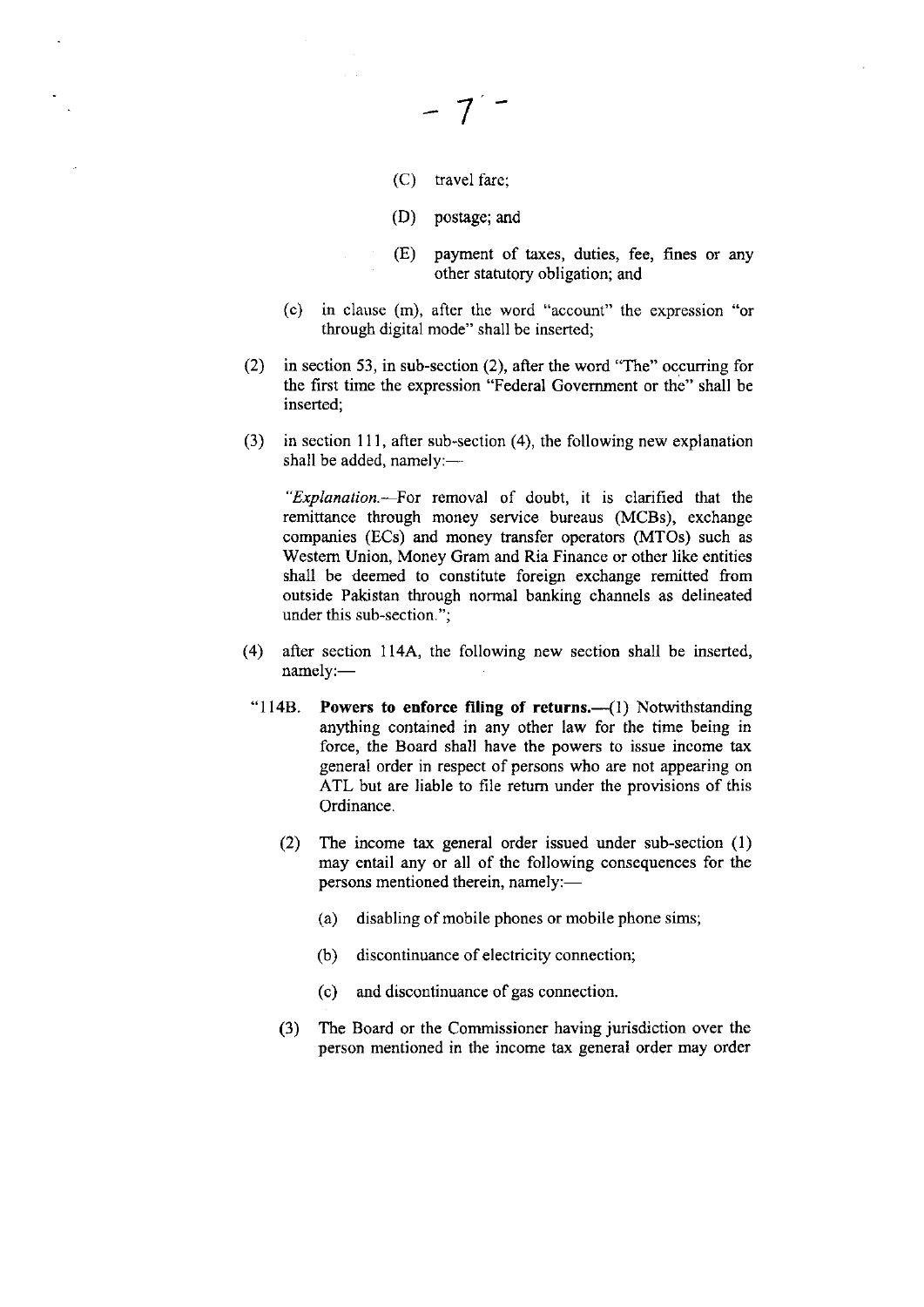(C) travel fare;

(D) postage; and

(E) payment of taxes, duties, fee, fines or any other statutory obligation; and

(c) in clause (m), after the word "account" the expression "or through digital mode" shall be inserted;

(2) in section 53, in sub-section (2), after the word "The" occurring for the first time the expression "Federal Government or the" shall be inserted;

(3) in section 111, after sub-section (4), the following new explanation shall be added, namely:—

"*Explanation*.—For removal of doubt, it is clarified that the remittance through money service bureaus (MCBs), exchange companies (ECs) and money transfer operators (MTOs) such as Western Union, Money Gram and Ria Finance or other like entities shall be deemed to constitute foreign exchange remitted from outside Pakistan through normal banking channels as delineated under this sub-section.";

(4) after section 114A, the following new section shall be inserted, namely:—

"114B. **Powers to enforce filing of returns.**—(1) Notwithstanding anything contained in any other law for the time being in force, the Board shall have the powers to issue income tax general order in respect of persons who are not appearing on ATL but are liable to file return under the provisions of this Ordinance.

(2) The income tax general order issued under sub-section (1) may entail any or all of the following consequences for the persons mentioned therein, namely:—

(a) disabling of mobile phones or mobile phone sims;

(b) discontinuance of electricity connection;

(c) and discontinuance of gas connection.

(3) The Board or the Commissioner having jurisdiction over the person mentioned in the income tax general order may order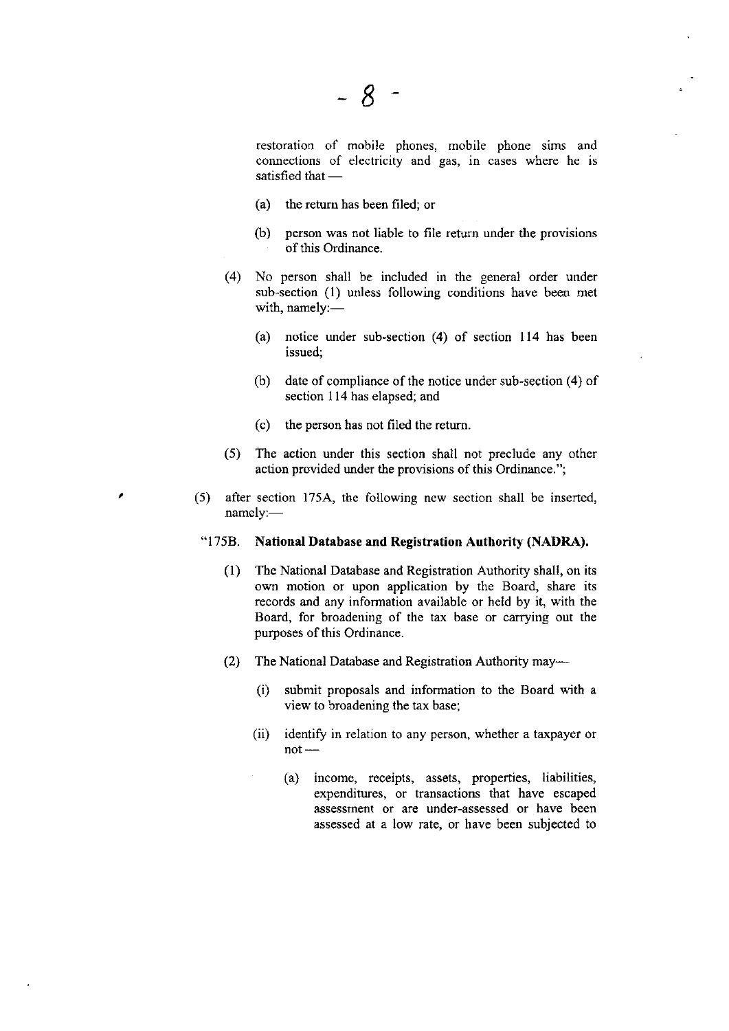restoration of mobile phones, mobile phone sims and connections of electricity and gas, in cases where he is satisfied that —

(a) the return has been filed; or

(b) person was not liable to file return under the provisions of this Ordinance.

(4) No person shall be included in the general order under sub-section (1) unless following conditions have been met with, namely:—

(a) notice under sub-section (4) of section 114 has been issued;

(b) date of compliance of the notice under sub-section (4) of section 114 has elapsed; and

(c) the person has not filed the return.

(5) The action under this section shall not preclude any other action provided under the provisions of this Ordinance.";

(5) after section 175A, the following new section shall be inserted, namely:—

"175B. **National Database and Registration Authority (NADRA).**

(1) The National Database and Registration Authority shall, on its own motion or upon application by the Board, share its records and any information available or held by it, with the Board, for broadening of the tax base or carrying out the purposes of this Ordinance.

(2) The National Database and Registration Authority may—

(i) submit proposals and information to the Board with a view to broadening the tax base;

(ii) identify in relation to any person, whether a taxpayer or not —

(a) income, receipts, assets, properties, liabilities, expenditures, or transactions that have escaped assessment or are under-assessed or have been assessed at a low rate, or have been subjected to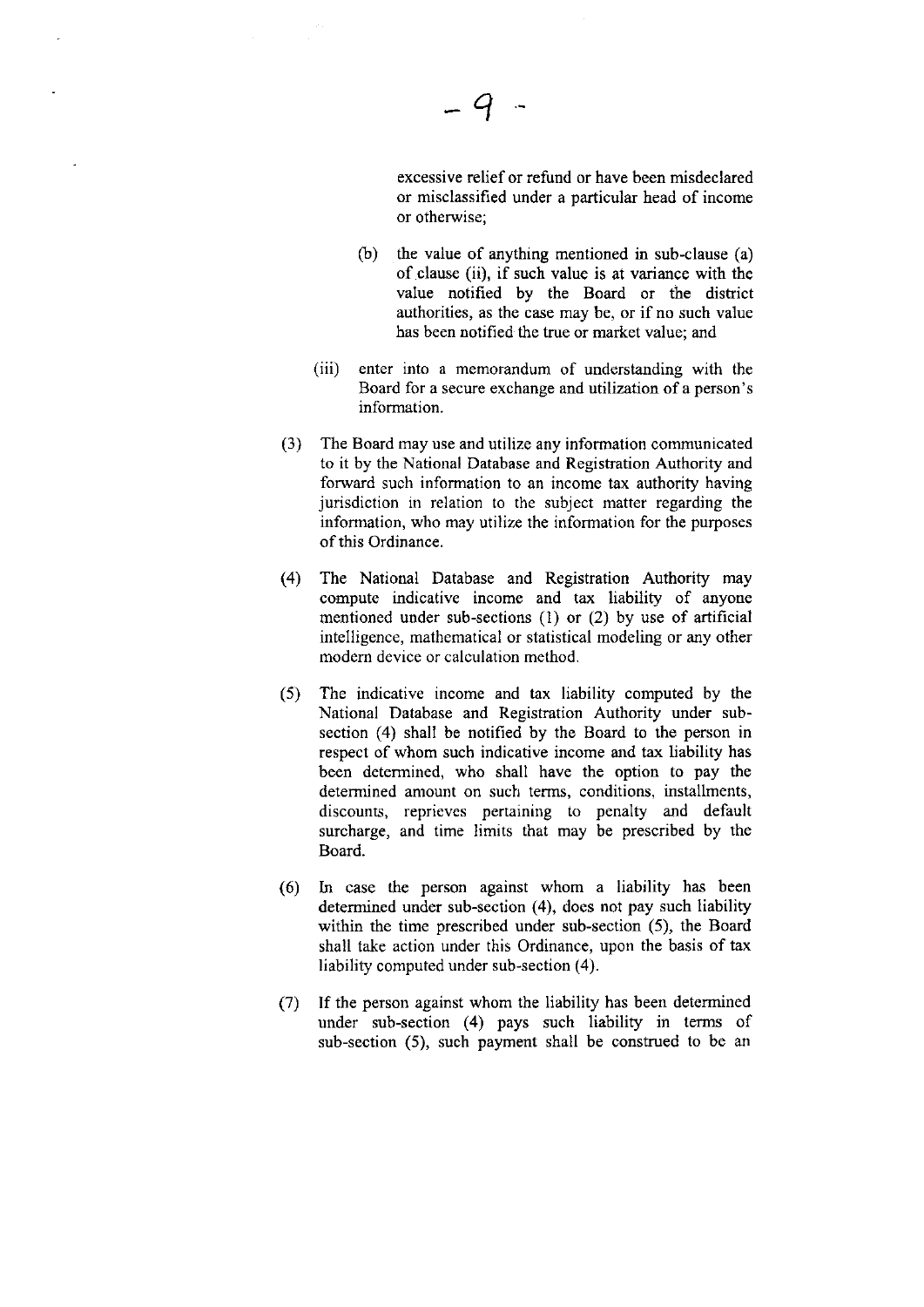excessive relief or refund or have been misdeclared or misclassified under a particular head of income or otherwise;

(b) the value of anything mentioned in sub-clause (a) of clause (ii), if such value is at variance with the value notified by the Board or the district authorities, as the case may be, or if no such value has been notified the true or market value; and

(iii) enter into a memorandum of understanding with the Board for a secure exchange and utilization of a person's information.

(3) The Board may use and utilize any information communicated to it by the National Database and Registration Authority and forward such information to an income tax authority having jurisdiction in relation to the subject matter regarding the information, who may utilize the information for the purposes of this Ordinance.

(4) The National Database and Registration Authority may compute indicative income and tax liability of anyone mentioned under sub-sections (1) or (2) by use of artificial intelligence, mathematical or statistical modeling or any other modern device or calculation method.

(5) The indicative income and tax liability computed by the National Database and Registration Authority under sub-section (4) shall be notified by the Board to the person in respect of whom such indicative income and tax liability has been determined, who shall have the option to pay the determined amount on such terms, conditions, installments, discounts, reprieves pertaining to penalty and default surcharge, and time limits that may be prescribed by the Board.

(6) In case the person against whom a liability has been determined under sub-section (4), does not pay such liability within the time prescribed under sub-section (5), the Board shall take action under this Ordinance, upon the basis of tax liability computed under sub-section (4).

(7) If the person against whom the liability has been determined under sub-section (4) pays such liability in terms of sub-section (5), such payment shall be construed to be an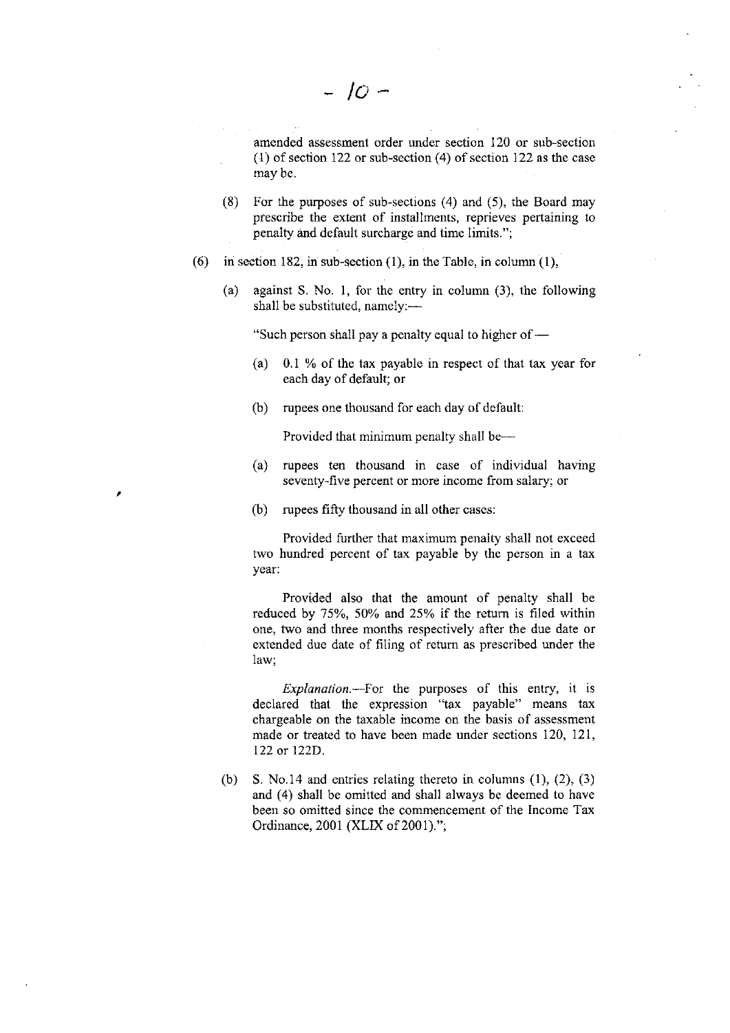amended assessment order under section 120 or sub-section (1) of section 122 or sub-section (4) of section 122 as the case may be.

(8) For the purposes of sub-sections (4) and (5), the Board may prescribe the extent of installments, reprieves pertaining to penalty and default surcharge and time limits.";

(6) in section 182, in sub-section (1), in the Table, in column (1),

(a) against S. No. 1, for the entry in column (3), the following shall be substituted, namely:—

"Such person shall pay a penalty equal to higher of—

(a) 0.1 % of the tax payable in respect of that tax year for each day of default; or

(b) rupees one thousand for each day of default:

Provided that minimum penalty shall be—

(a) rupees ten thousand in case of individual having seventy-five percent or more income from salary; or

(b) rupees fifty thousand in all other cases:

Provided further that maximum penalty shall not exceed two hundred percent of tax payable by the person in a tax year:

Provided also that the amount of penalty shall be reduced by 75%, 50% and 25% if the return is filed within one, two and three months respectively after the due date or extended due date of filing of return as prescribed under the law;

*Explanation*.—For the purposes of this entry, it is declared that the expression "tax payable" means tax chargeable on the taxable income on the basis of assessment made or treated to have been made under sections 120, 121, 122 or 122D.

(b) S. No.14 and entries relating thereto in columns (1), (2), (3) and (4) shall be omitted and shall always be deemed to have been so omitted since the commencement of the Income Tax Ordinance, 2001 (XLIX of 2001).";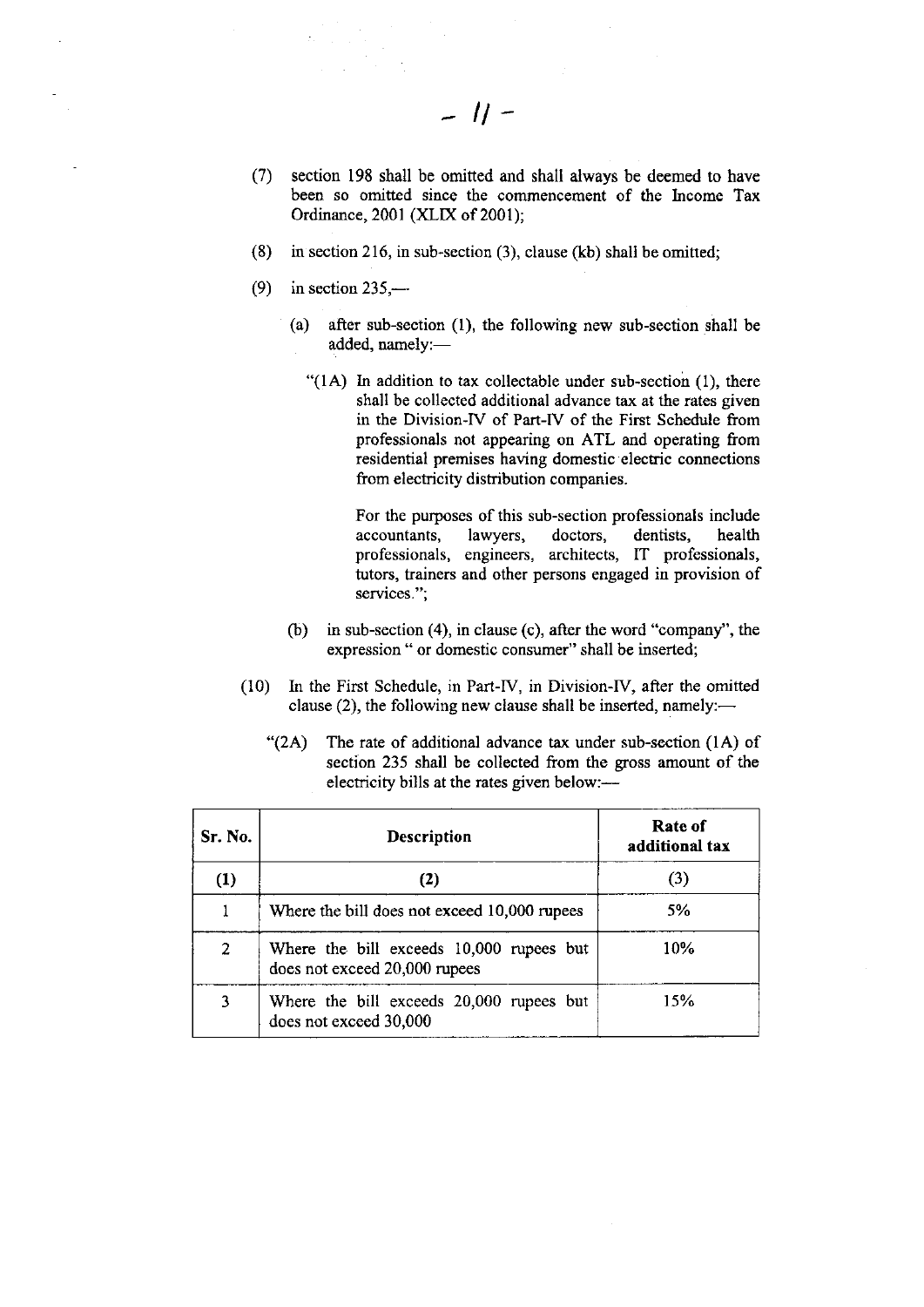(7) section 198 shall be omitted and shall always be deemed to have been so omitted since the commencement of the Income Tax Ordinance, 2001 (XLIX of 2001);

(8) in section 216, in sub-section (3), clause (kb) shall be omitted;

(9) in section 235,—

(a) after sub-section (1), the following new sub-section shall be added, namely:—

"(1A) In addition to tax collectable under sub-section (1), there shall be collected additional advance tax at the rates given in the Division-IV of Part-IV of the First Schedule from professionals not appearing on ATL and operating from residential premises having domestic electric connections from electricity distribution companies.

For the purposes of this sub-section professionals include accountants, lawyers, doctors, dentists, health professionals, engineers, architects, IT professionals, tutors, trainers and other persons engaged in provision of services.";

(b) in sub-section (4), in clause (c), after the word "company", the expression " or domestic consumer" shall be inserted;

(10) In the First Schedule, in Part-IV, in Division-IV, after the omitted clause (2), the following new clause shall be inserted, namely:—

"(2A) The rate of additional advance tax under sub-section (1A) of section 235 shall be collected from the gross amount of the electricity bills at the rates given below:—

| Sr. No. | Description | Rate of additional tax |
|---|---|---|
| (1) | (2) | (3) |
| 1 | Where the bill does not exceed 10,000 rupees | 5% |
| 2 | Where the bill exceeds 10,000 rupees but does not exceed 20,000 rupees | 10% |
| 3 | Where the bill exceeds 20,000 rupees but does not exceed 30,000 | 15% |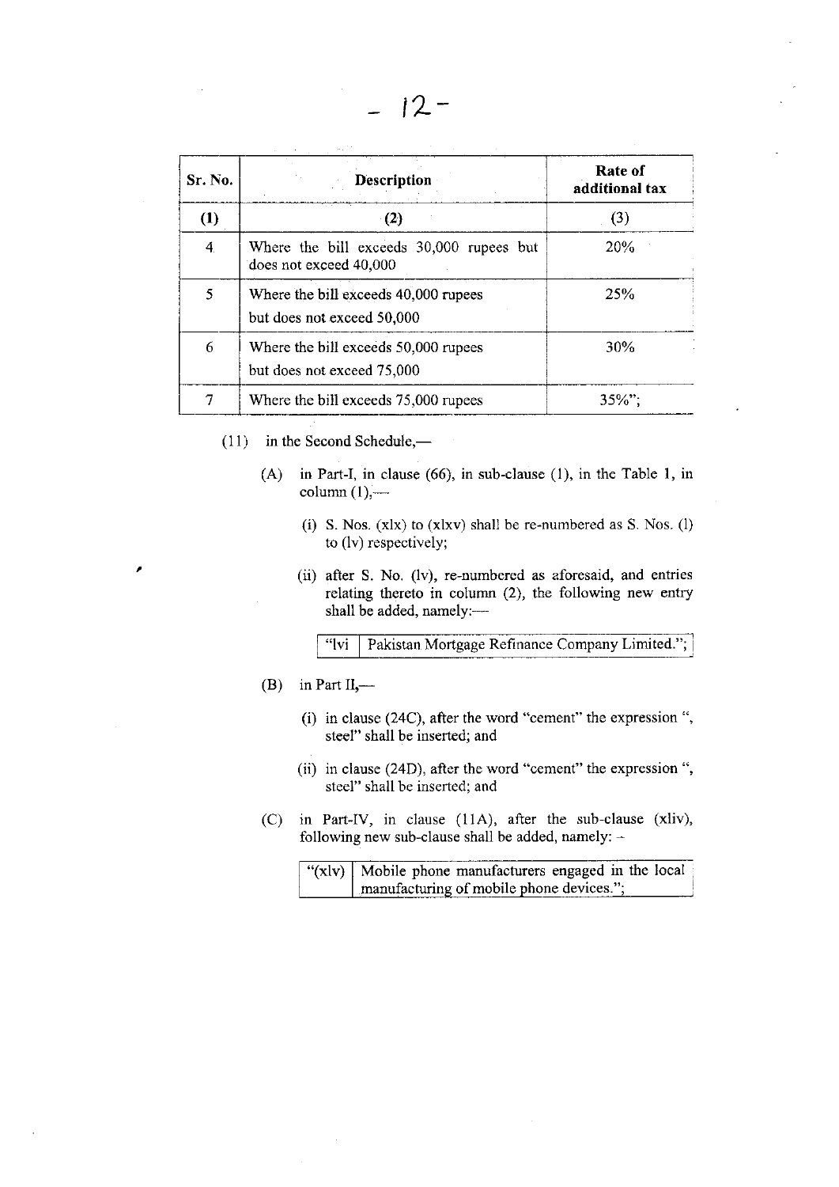| Sr. No. | Description | Rate of additional tax |
|---|---|---|
| (1) | (2) | (3) |
| 4 | Where the bill exceeds 30,000 rupees but does not exceed 40,000 | 20% |
| 5 | Where the bill exceeds 40,000 rupees but does not exceed 50,000 | 25% |
| 6 | Where the bill exceeds 50,000 rupees but does not exceed 75,000 | 30% |
| 7 | Where the bill exceeds 75,000 rupees | 35%"; |

(11) in the Second Schedule,—

(A) in Part-I, in clause (66), in sub-clause (1), in the Table 1, in column (1),—

(i) S. Nos. (xlx) to (xlxv) shall be re-numbered as S. Nos. (l) to (lv) respectively;

(ii) after S. No. (lv), re-numbered as aforesaid, and entries relating thereto in column (2), the following new entry shall be added, namely:—

| "lvi | Pakistan Mortgage Refinance Company Limited."; |
|---|---|

(B) in Part II,—

(i) in clause (24C), after the word "cement" the expression ", steel" shall be inserted; and

(ii) in clause (24D), after the word "cement" the expression ", steel" shall be inserted; and

(C) in Part-IV, in clause (11A), after the sub-clause (xliv), following new sub-clause shall be added, namely: -

| "(xlv) | Mobile phone manufacturers engaged in the local manufacturing of mobile phone devices."; |
|---|---|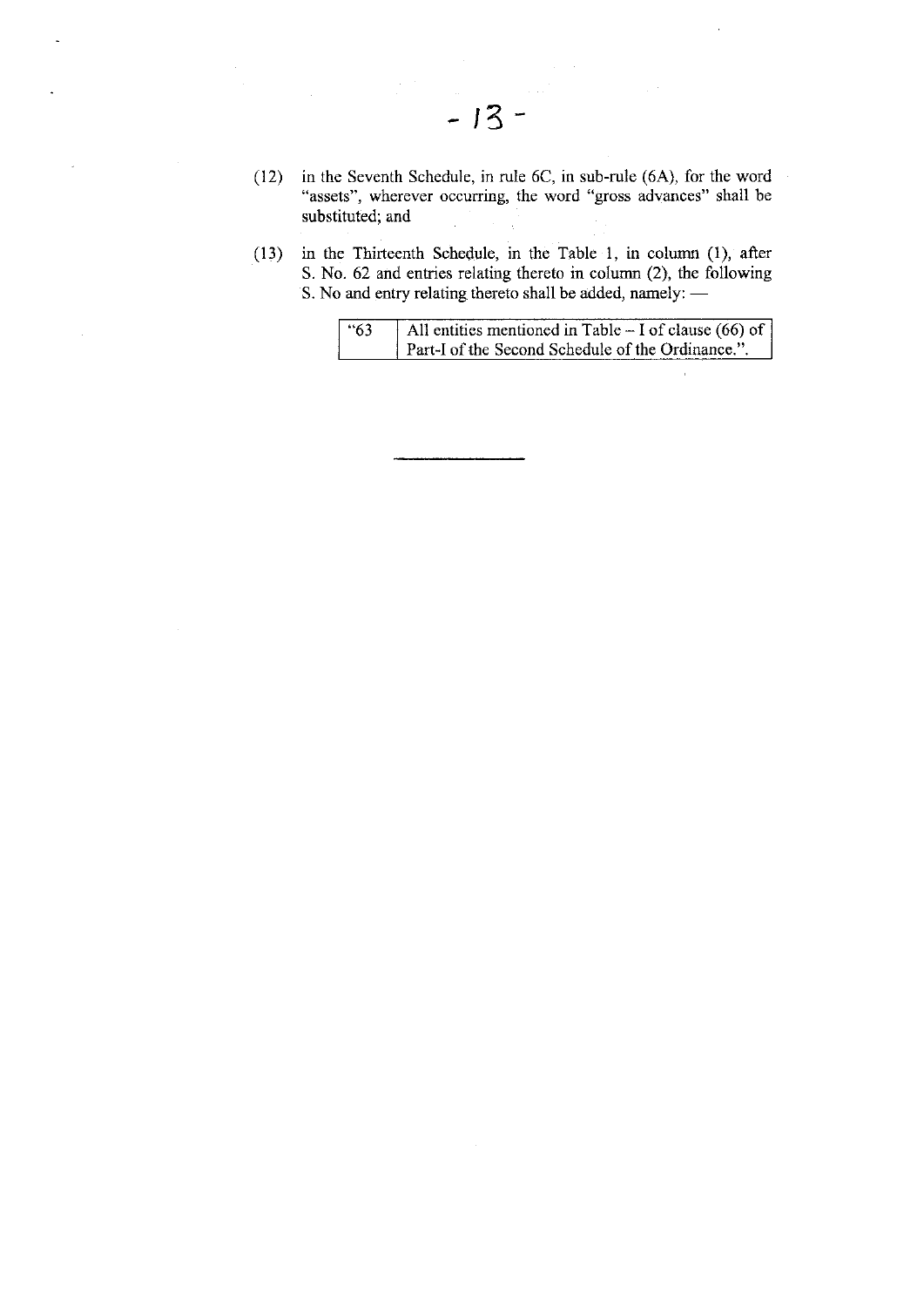(12) in the Seventh Schedule, in rule 6C, in sub-rule (6A), for the word "assets", wherever occurring, the word "gross advances" shall be substituted; and

(13) in the Thirteenth Schedule, in the Table 1, in column (1), after S. No. 62 and entries relating thereto in column (2), the following S. No and entry relating thereto shall be added, namely: —

| | |
|---|---|
| "63 | All entities mentioned in Table – I of clause (66) of Part-I of the Second Schedule of the Ordinance.". |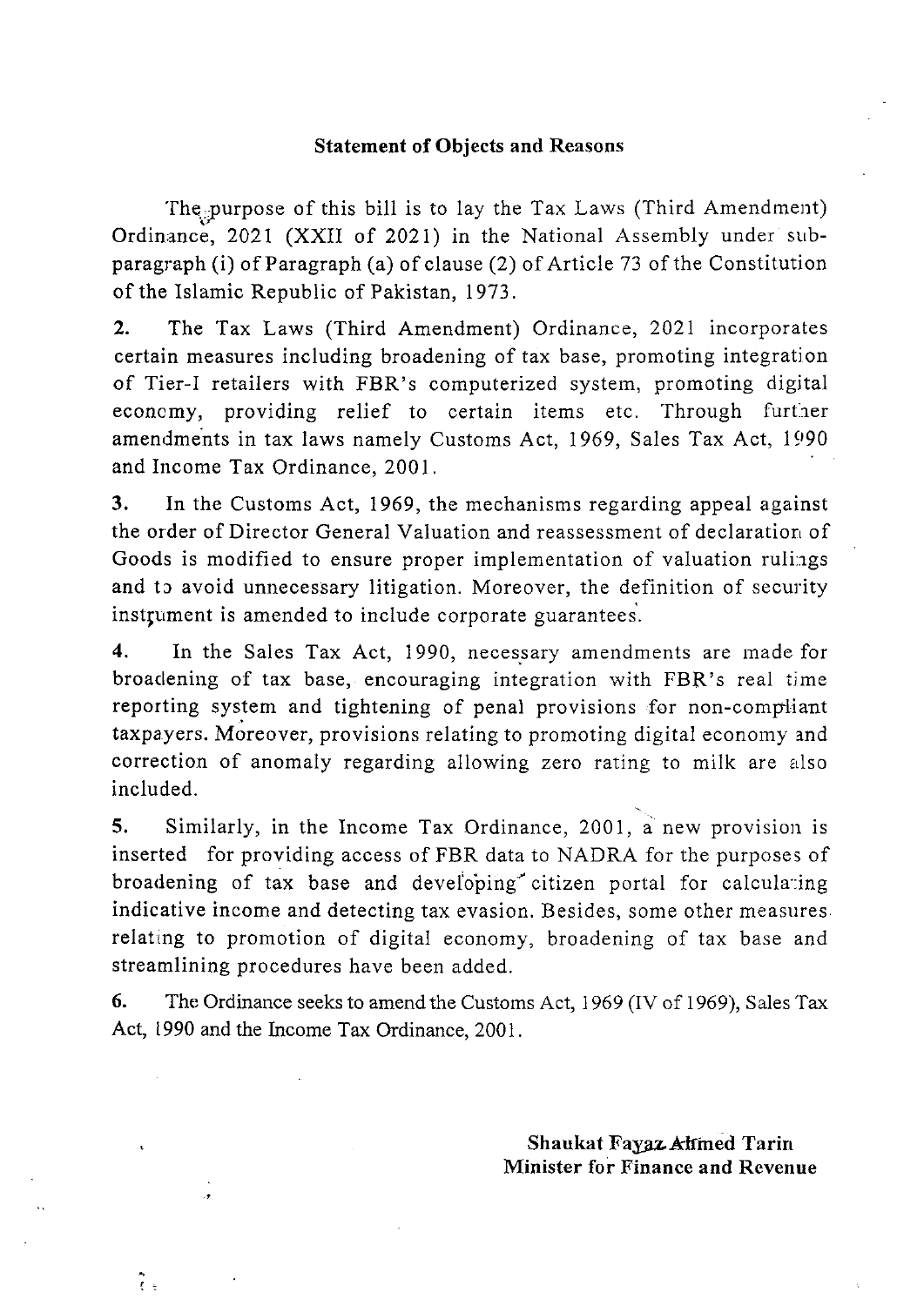**Statement of Objects and Reasons**

The purpose of this bill is to lay the Tax Laws (Third Amendment) Ordinance, 2021 (XXII of 2021) in the National Assembly under sub-paragraph (i) of Paragraph (a) of clause (2) of Article 73 of the Constitution of the Islamic Republic of Pakistan, 1973.

**2.** The Tax Laws (Third Amendment) Ordinance, 2021 incorporates certain measures including broadening of tax base, promoting integration of Tier-I retailers with FBR's computerized system, promoting digital economy, providing relief to certain items etc. Through further amendments in tax laws namely Customs Act, 1969, Sales Tax Act, 1990 and Income Tax Ordinance, 2001.

**3.** In the Customs Act, 1969, the mechanisms regarding appeal against the order of Director General Valuation and reassessment of declaration of Goods is modified to ensure proper implementation of valuation rulings and to avoid unnecessary litigation. Moreover, the definition of security instrument is amended to include corporate guarantees.

**4.** In the Sales Tax Act, 1990, necessary amendments are made for broadening of tax base, encouraging integration with FBR's real time reporting system and tightening of penal provisions for non-compliant taxpayers. Moreover, provisions relating to promoting digital economy and correction of anomaly regarding allowing zero rating to milk are also included.

**5.** Similarly, in the Income Tax Ordinance, 2001, a new provision is inserted for providing access of FBR data to NADRA for the purposes of broadening of tax base and developing citizen portal for calculating indicative income and detecting tax evasion. Besides, some other measures relating to promotion of digital economy, broadening of tax base and streamlining procedures have been added.

**6.** The Ordinance seeks to amend the Customs Act, 1969 (IV of 1969), Sales Tax Act, 1990 and the Income Tax Ordinance, 2001.

**Shaukat Fayaz Ahmed Tarin**
**Minister for Finance and Revenue**